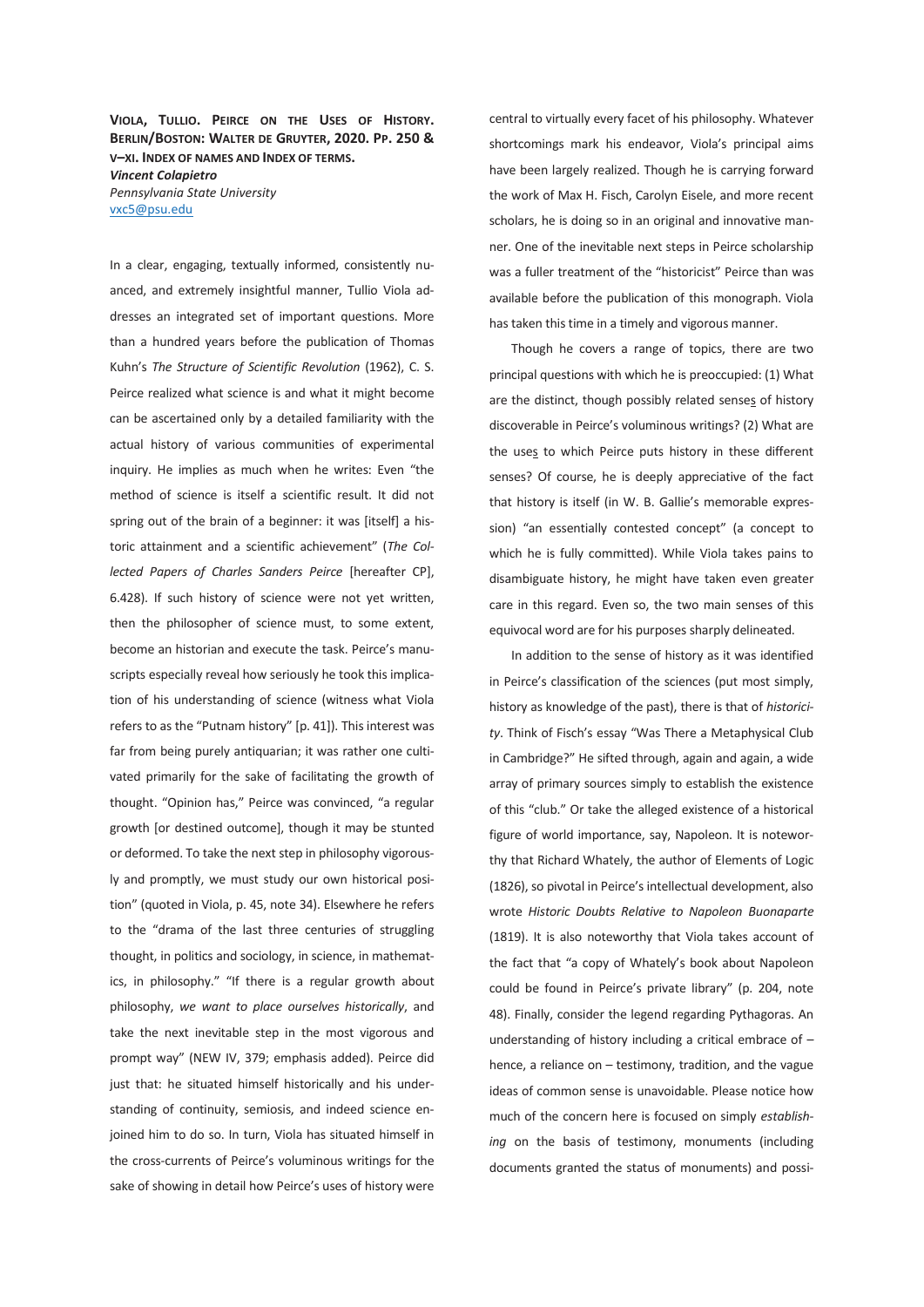**VIOLA, TULLIO. PEIRCE ON THE USES OF HISTORY. BERLIN/BOSTON: WALTER DE GRUYTER, 2020. PP. 250 & V–XI. INDEX OF NAMES AND INDEX OF TERMS.**

***Vincent Colapietro***

*Pennsylvania State University*

vxc5@psu.edu

In a clear, engaging, textually informed, consistently nuanced, and extremely insightful manner, Tullio Viola addresses an integrated set of important questions. More than a hundred years before the publication of Thomas Kuhn's *The Structure of Scientific Revolution* (1962), C. S. Peirce realized what science is and what it might become can be ascertained only by a detailed familiarity with the actual history of various communities of experimental inquiry. He implies as much when he writes: Even "the method of science is itself a scientific result. It did not spring out of the brain of a beginner: it was [itself] a historic attainment and a scientific achievement" (*The Collected Papers of Charles Sanders Peirce* [hereafter CP], 6.428). If such history of science were not yet written, then the philosopher of science must, to some extent, become an historian and execute the task. Peirce's manuscripts especially reveal how seriously he took this implication of his understanding of science (witness what Viola refers to as the "Putnam history" [p. 41]). This interest was far from being purely antiquarian; it was rather one cultivated primarily for the sake of facilitating the growth of thought. "Opinion has," Peirce was convinced, "a regular growth [or destined outcome], though it may be stunted or deformed. To take the next step in philosophy vigorously and promptly, we must study our own historical position" (quoted in Viola, p. 45, note 34). Elsewhere he refers to the "drama of the last three centuries of struggling thought, in politics and sociology, in science, in mathematics, in philosophy." "If there is a regular growth about philosophy, *we want to place ourselves historically*, and take the next inevitable step in the most vigorous and prompt way" (NEW IV, 379; emphasis added). Peirce did just that: he situated himself historically and his understanding of continuity, semiosis, and indeed science enjoined him to do so. In turn, Viola has situated himself in the cross-currents of Peirce's voluminous writings for the sake of showing in detail how Peirce's uses of history were central to virtually every facet of his philosophy. Whatever shortcomings mark his endeavor, Viola's principal aims have been largely realized. Though he is carrying forward the work of Max H. Fisch, Carolyn Eisele, and more recent scholars, he is doing so in an original and innovative manner. One of the inevitable next steps in Peirce scholarship was a fuller treatment of the "historicist" Peirce than was available before the publication of this monograph. Viola has taken this time in a timely and vigorous manner.

Though he covers a range of topics, there are two principal questions with which he is preoccupied: (1) What are the distinct, though possibly related sense<u>s</u> of history discoverable in Peirce's voluminous writings? (2) What are the use<u>s</u> to which Peirce puts history in these different senses? Of course, he is deeply appreciative of the fact that history is itself (in W. B. Gallie's memorable expression) "an essentially contested concept" (a concept to which he is fully committed). While Viola takes pains to disambiguate history, he might have taken even greater care in this regard. Even so, the two main senses of this equivocal word are for his purposes sharply delineated.

In addition to the sense of history as it was identified in Peirce's classification of the sciences (put most simply, history as knowledge of the past), there is that of *historicity*. Think of Fisch's essay "Was There a Metaphysical Club in Cambridge?" He sifted through, again and again, a wide array of primary sources simply to establish the existence of this "club." Or take the alleged existence of a historical figure of world importance, say, Napoleon. It is noteworthy that Richard Whately, the author of Elements of Logic (1826), so pivotal in Peirce's intellectual development, also wrote *Historic Doubts Relative to Napoleon Buonaparte* (1819). It is also noteworthy that Viola takes account of the fact that "a copy of Whately's book about Napoleon could be found in Peirce's private library" (p. 204, note 48). Finally, consider the legend regarding Pythagoras. An understanding of history including a critical embrace of – hence, a reliance on – testimony, tradition, and the vague ideas of common sense is unavoidable. Please notice how much of the concern here is focused on simply *establishing* on the basis of testimony, monuments (including documents granted the status of monuments) and possi-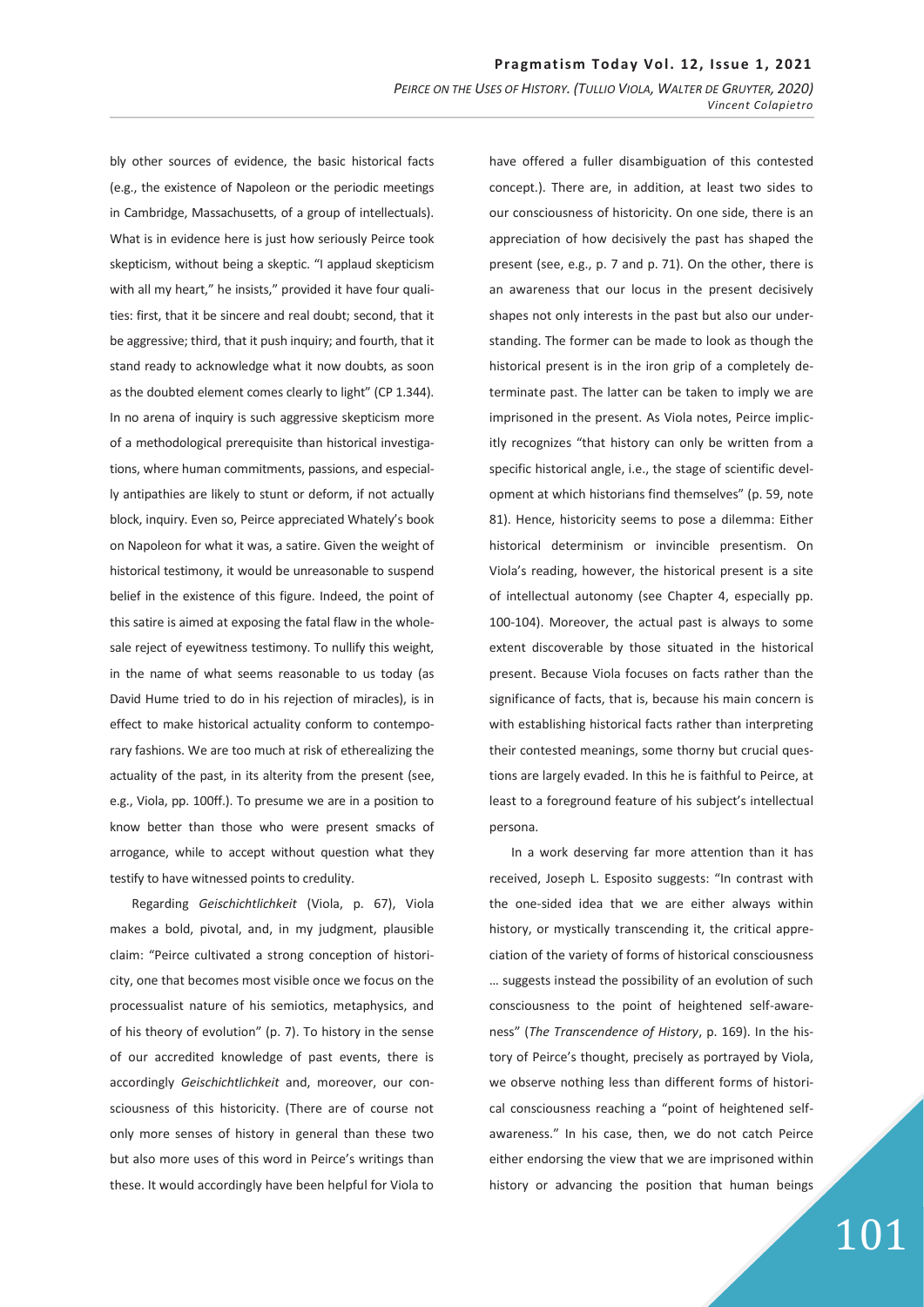bly other sources of evidence, the basic historical facts (e.g., the existence of Napoleon or the periodic meetings in Cambridge, Massachusetts, of a group of intellectuals). What is in evidence here is just how seriously Peirce took skepticism, without being a skeptic. "I applaud skepticism with all my heart," he insists," provided it have four qualities: first, that it be sincere and real doubt; second, that it be aggressive; third, that it push inquiry; and fourth, that it stand ready to acknowledge what it now doubts, as soon as the doubted element comes clearly to light" (CP 1.344). In no arena of inquiry is such aggressive skepticism more of a methodological prerequisite than historical investigations, where human commitments, passions, and especially antipathies are likely to stunt or deform, if not actually block, inquiry. Even so, Peirce appreciated Whately's book on Napoleon for what it was, a satire. Given the weight of historical testimony, it would be unreasonable to suspend belief in the existence of this figure. Indeed, the point of this satire is aimed at exposing the fatal flaw in the wholesale reject of eyewitness testimony. To nullify this weight, in the name of what seems reasonable to us today (as David Hume tried to do in his rejection of miracles), is in effect to make historical actuality conform to contemporary fashions. We are too much at risk of etherealizing the actuality of the past, in its alterity from the present (see, e.g., Viola, pp. 100ff.). To presume we are in a position to know better than those who were present smacks of arrogance, while to accept without question what they testify to have witnessed points to credulity.

Regarding *Geischichtlichkeit* (Viola, p. 67), Viola makes a bold, pivotal, and, in my judgment, plausible claim: "Peirce cultivated a strong conception of historicity, one that becomes most visible once we focus on the processualist nature of his semiotics, metaphysics, and of his theory of evolution" (p. 7). To history in the sense of our accredited knowledge of past events, there is accordingly *Geischichtlichkeit* and, moreover, our consciousness of this historicity. (There are of course not only more senses of history in general than these two but also more uses of this word in Peirce's writings than these. It would accordingly have been helpful for Viola to have offered a fuller disambiguation of this contested concept.). There are, in addition, at least two sides to our consciousness of historicity. On one side, there is an appreciation of how decisively the past has shaped the present (see, e.g., p. 7 and p. 71). On the other, there is an awareness that our locus in the present decisively shapes not only interests in the past but also our understanding. The former can be made to look as though the historical present is in the iron grip of a completely determinate past. The latter can be taken to imply we are imprisoned in the present. As Viola notes, Peirce implicitly recognizes "that history can only be written from a specific historical angle, i.e., the stage of scientific development at which historians find themselves" (p. 59, note 81). Hence, historicity seems to pose a dilemma: Either historical determinism or invincible presentism. On Viola's reading, however, the historical present is a site of intellectual autonomy (see Chapter 4, especially pp. 100-104). Moreover, the actual past is always to some extent discoverable by those situated in the historical present. Because Viola focuses on facts rather than the significance of facts, that is, because his main concern is with establishing historical facts rather than interpreting their contested meanings, some thorny but crucial questions are largely evaded. In this he is faithful to Peirce, at least to a foreground feature of his subject's intellectual persona.

In a work deserving far more attention than it has received, Joseph L. Esposito suggests: "In contrast with the one-sided idea that we are either always within history, or mystically transcending it, the critical appreciation of the variety of forms of historical consciousness … suggests instead the possibility of an evolution of such consciousness to the point of heightened self-awareness" (*The Transcendence of History*, p. 169). In the history of Peirce's thought, precisely as portrayed by Viola, we observe nothing less than different forms of historical consciousness reaching a "point of heightened self-awareness." In his case, then, we do not catch Peirce either endorsing the view that we are imprisoned within history or advancing the position that human beings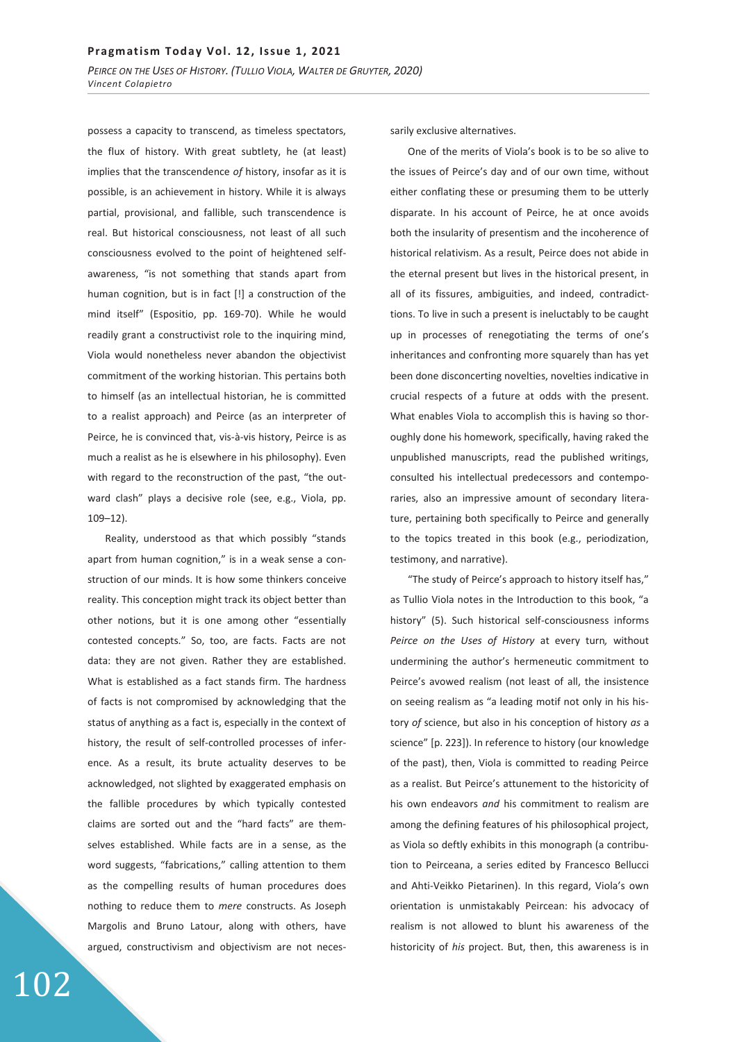possess a capacity to transcend, as timeless spectators, the flux of history. With great subtlety, he (at least) implies that the transcendence *of* history, insofar as it is possible, is an achievement in history. While it is always partial, provisional, and fallible, such transcendence is real. But historical consciousness, not least of all such consciousness evolved to the point of heightened self-awareness, "is not something that stands apart from human cognition, but is in fact [!] a construction of the mind itself" (Espositio, pp. 169-70). While he would readily grant a constructivist role to the inquiring mind, Viola would nonetheless never abandon the objectivist commitment of the working historian. This pertains both to himself (as an intellectual historian, he is committed to a realist approach) and Peirce (as an interpreter of Peirce, he is convinced that, vis-à-vis history, Peirce is as much a realist as he is elsewhere in his philosophy). Even with regard to the reconstruction of the past, "the outward clash" plays a decisive role (see, e.g., Viola, pp. 109–12).

Reality, understood as that which possibly "stands apart from human cognition," is in a weak sense a construction of our minds. It is how some thinkers conceive reality. This conception might track its object better than other notions, but it is one among other "essentially contested concepts." So, too, are facts. Facts are not data: they are not given. Rather they are established. What is established as a fact stands firm. The hardness of facts is not compromised by acknowledging that the status of anything as a fact is, especially in the context of history, the result of self-controlled processes of inference. As a result, its brute actuality deserves to be acknowledged, not slighted by exaggerated emphasis on the fallible procedures by which typically contested claims are sorted out and the "hard facts" are themselves established. While facts are in a sense, as the word suggests, "fabrications," calling attention to them as the compelling results of human procedures does nothing to reduce them to *mere* constructs. As Joseph Margolis and Bruno Latour, along with others, have argued, constructivism and objectivism are not necessarily exclusive alternatives.

One of the merits of Viola's book is to be so alive to the issues of Peirce's day and of our own time, without either conflating these or presuming them to be utterly disparate. In his account of Peirce, he at once avoids both the insularity of presentism and the incoherence of historical relativism. As a result, Peirce does not abide in the eternal present but lives in the historical present, in all of its fissures, ambiguities, and indeed, contradictions. To live in such a present is ineluctably to be caught up in processes of renegotiating the terms of one's inheritances and confronting more squarely than has yet been done disconcerting novelties, novelties indicative in crucial respects of a future at odds with the present. What enables Viola to accomplish this is having so thoroughly done his homework, specifically, having raked the unpublished manuscripts, read the published writings, consulted his intellectual predecessors and contemporaries, also an impressive amount of secondary literature, pertaining both specifically to Peirce and generally to the topics treated in this book (e.g., periodization, testimony, and narrative).

"The study of Peirce's approach to history itself has," as Tullio Viola notes in the Introduction to this book, "a history" (5). Such historical self-consciousness informs *Peirce on the Uses of History* at every turn*,* without undermining the author's hermeneutic commitment to Peirce's avowed realism (not least of all, the insistence on seeing realism as "a leading motif not only in his history *of* science, but also in his conception of history *as* a science" [p. 223]). In reference to history (our knowledge of the past), then, Viola is committed to reading Peirce as a realist. But Peirce's attunement to the historicity of his own endeavors *and* his commitment to realism are among the defining features of his philosophical project, as Viola so deftly exhibits in this monograph (a contribution to Peirceana, a series edited by Francesco Bellucci and Ahti-Veikko Pietarinen). In this regard, Viola's own orientation is unmistakably Peircean: his advocacy of realism is not allowed to blunt his awareness of the historicity of *his* project. But, then, this awareness is in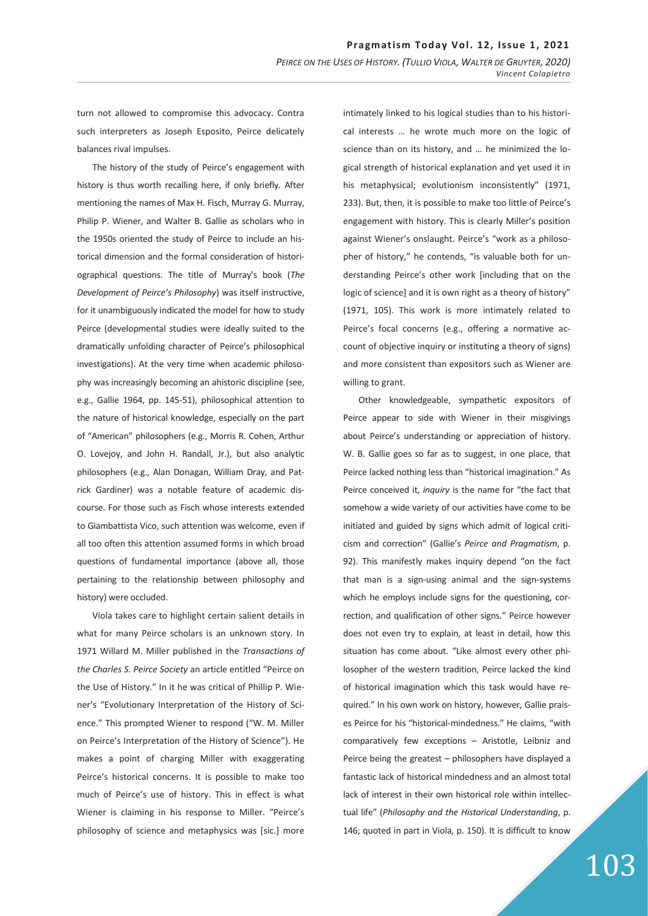turn not allowed to compromise this advocacy. Contra such interpreters as Joseph Esposito, Peirce delicately balances rival impulses.

The history of the study of Peirce's engagement with history is thus worth recalling here, if only briefly. After mentioning the names of Max H. Fisch, Murray G. Murray, Philip P. Wiener, and Walter B. Gallie as scholars who in the 1950s oriented the study of Peirce to include an historical dimension and the formal consideration of historiographical questions. The title of Murray's book (*The Development of Peirce's Philosophy*) was itself instructive, for it unambiguously indicated the model for how to study Peirce (developmental studies were ideally suited to the dramatically unfolding character of Peirce's philosophical investigations). At the very time when academic philosophy was increasingly becoming an ahistoric discipline (see, e.g., Gallie 1964, pp. 145-51), philosophical attention to the nature of historical knowledge, especially on the part of "American" philosophers (e.g., Morris R. Cohen, Arthur O. Lovejoy, and John H. Randall, Jr.), but also analytic philosophers (e.g., Alan Donagan, William Dray, and Patrick Gardiner) was a notable feature of academic discourse. For those such as Fisch whose interests extended to Giambattista Vico, such attention was welcome, even if all too often this attention assumed forms in which broad questions of fundamental importance (above all, those pertaining to the relationship between philosophy and history) were occluded.

Viola takes care to highlight certain salient details in what for many Peirce scholars is an unknown story. In 1971 Willard M. Miller published in the *Transactions of the Charles S. Peirce Society* an article entitled "Peirce on the Use of History." In it he was critical of Phillip P. Wiener's "Evolutionary Interpretation of the History of Science." This prompted Wiener to respond ("W. M. Miller on Peirce's Interpretation of the History of Science"). He makes a point of charging Miller with exaggerating Peirce's historical concerns. It is possible to make too much of Peirce's use of history. This in effect is what Wiener is claiming in his response to Miller. "Peirce's philosophy of science and metaphysics was [sic.] more intimately linked to his logical studies than to his historical interests … he wrote much more on the logic of science than on its history, and … he minimized the logical strength of historical explanation and yet used it in his metaphysical; evolutionism inconsistently" (1971, 233). But, then, it is possible to make too little of Peirce's engagement with history. This is clearly Miller's position against Wiener's onslaught. Peirce's "work as a philosopher of history," he contends, "is valuable both for understanding Peirce's other work [including that on the logic of science] and it is own right as a theory of history" (1971, 105). This work is more intimately related to Peirce's focal concerns (e.g., offering a normative account of objective inquiry or instituting a theory of signs) and more consistent than expositors such as Wiener are willing to grant.

Other knowledgeable, sympathetic expositors of Peirce appear to side with Wiener in their misgivings about Peirce's understanding or appreciation of history. W. B. Gallie goes so far as to suggest, in one place, that Peirce lacked nothing less than "historical imagination." As Peirce conceived it, *inquiry* is the name for "the fact that somehow a wide variety of our activities have come to be initiated and guided by signs which admit of logical criticism and correction" (Gallie's *Peirce and Pragmatism*, p. 92). This manifestly makes inquiry depend "on the fact that man is a sign-using animal and the sign-systems which he employs include signs for the questioning, correction, and qualification of other signs." Peirce however does not even try to explain, at least in detail, how this situation has come about. "Like almost every other philosopher of the western tradition, Peirce lacked the kind of historical imagination which this task would have required." In his own work on history, however, Gallie praises Peirce for his "historical-mindedness." He claims, "with comparatively few exceptions – Aristotle, Leibniz and Peirce being the greatest – philosophers have displayed a fantastic lack of historical mindedness and an almost total lack of interest in their own historical role within intellectual life" (*Philosophy and the Historical Understanding*, p. 146; quoted in part in Viola, p. 150). It is difficult to know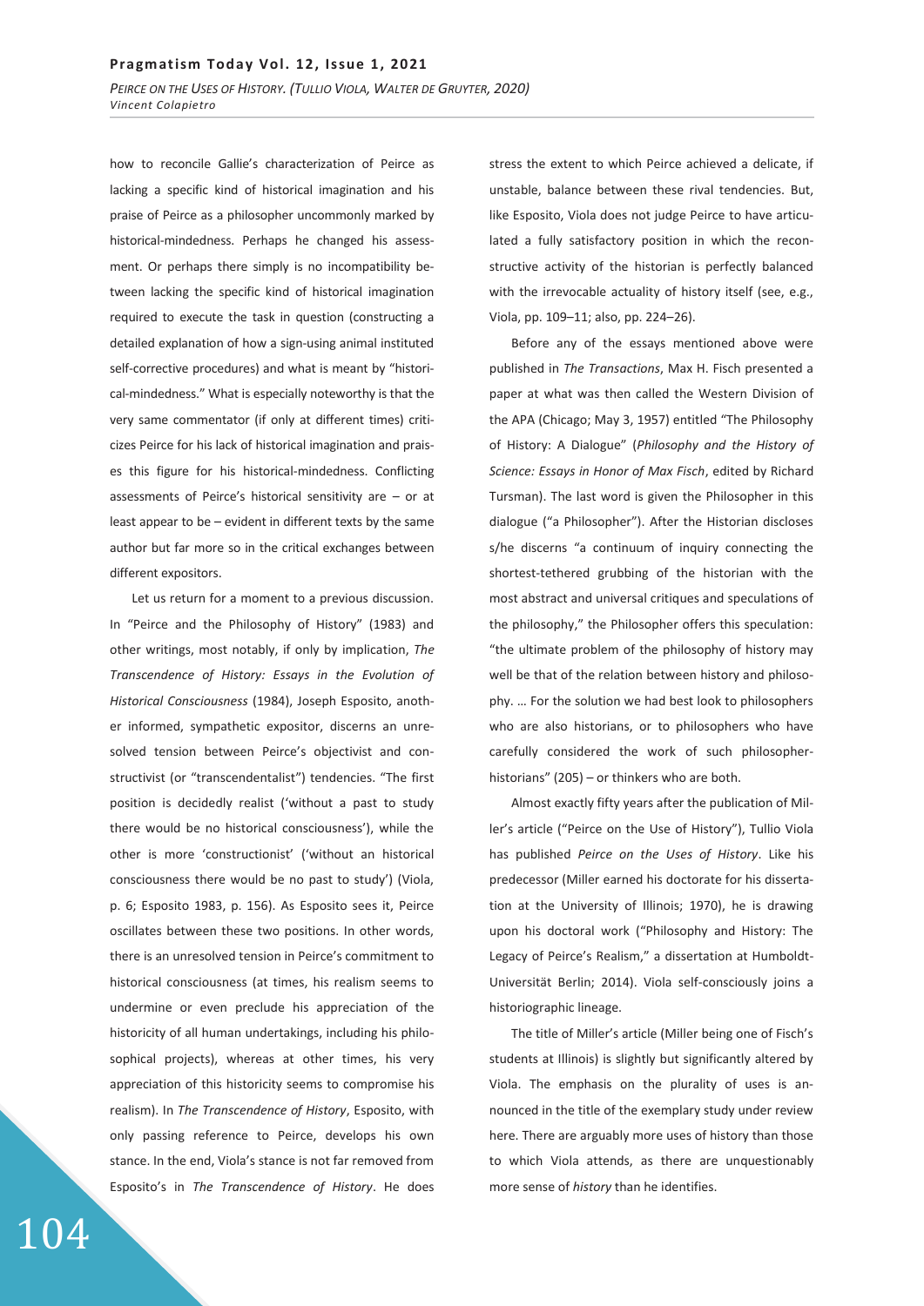how to reconcile Gallie's characterization of Peirce as lacking a specific kind of historical imagination and his praise of Peirce as a philosopher uncommonly marked by historical-mindedness. Perhaps he changed his assessment. Or perhaps there simply is no incompatibility between lacking the specific kind of historical imagination required to execute the task in question (constructing a detailed explanation of how a sign-using animal instituted self-corrective procedures) and what is meant by "historical-mindedness." What is especially noteworthy is that the very same commentator (if only at different times) criticizes Peirce for his lack of historical imagination and praises this figure for his historical-mindedness. Conflicting assessments of Peirce's historical sensitivity are – or at least appear to be – evident in different texts by the same author but far more so in the critical exchanges between different expositors.

Let us return for a moment to a previous discussion. In "Peirce and the Philosophy of History" (1983) and other writings, most notably, if only by implication, *The Transcendence of History: Essays in the Evolution of Historical Consciousness* (1984), Joseph Esposito, another informed, sympathetic expositor, discerns an unresolved tension between Peirce's objectivist and constructivist (or "transcendentalist") tendencies. "The first position is decidedly realist ('without a past to study there would be no historical consciousness'), while the other is more 'constructionist' ('without an historical consciousness there would be no past to study') (Viola, p. 6; Esposito 1983, p. 156). As Esposito sees it, Peirce oscillates between these two positions. In other words, there is an unresolved tension in Peirce's commitment to historical consciousness (at times, his realism seems to undermine or even preclude his appreciation of the historicity of all human undertakings, including his philosophical projects), whereas at other times, his very appreciation of this historicity seems to compromise his realism). In *The Transcendence of History*, Esposito, with only passing reference to Peirce, develops his own stance. In the end, Viola's stance is not far removed from Esposito's in *The Transcendence of History*. He does stress the extent to which Peirce achieved a delicate, if unstable, balance between these rival tendencies. But, like Esposito, Viola does not judge Peirce to have articulated a fully satisfactory position in which the reconstructive activity of the historian is perfectly balanced with the irrevocable actuality of history itself (see, e.g., Viola, pp. 109–11; also, pp. 224–26).

Before any of the essays mentioned above were published in *The Transactions*, Max H. Fisch presented a paper at what was then called the Western Division of the APA (Chicago; May 3, 1957) entitled "The Philosophy of History: A Dialogue" (*Philosophy and the History of Science: Essays in Honor of Max Fisch*, edited by Richard Tursman). The last word is given the Philosopher in this dialogue ("a Philosopher"). After the Historian discloses s/he discerns "a continuum of inquiry connecting the shortest-tethered grubbing of the historian with the most abstract and universal critiques and speculations of the philosophy," the Philosopher offers this speculation: "the ultimate problem of the philosophy of history may well be that of the relation between history and philosophy. … For the solution we had best look to philosophers who are also historians, or to philosophers who have carefully considered the work of such philosopher-historians" (205) – or thinkers who are both.

Almost exactly fifty years after the publication of Miller's article ("Peirce on the Use of History"), Tullio Viola has published *Peirce on the Uses of History*. Like his predecessor (Miller earned his doctorate for his dissertation at the University of Illinois; 1970), he is drawing upon his doctoral work ("Philosophy and History: The Legacy of Peirce's Realism," a dissertation at Humboldt-Universität Berlin; 2014). Viola self-consciously joins a historiographic lineage.

The title of Miller's article (Miller being one of Fisch's students at Illinois) is slightly but significantly altered by Viola. The emphasis on the plurality of uses is announced in the title of the exemplary study under review here. There are arguably more uses of history than those to which Viola attends, as there are unquestionably more sense of *history* than he identifies.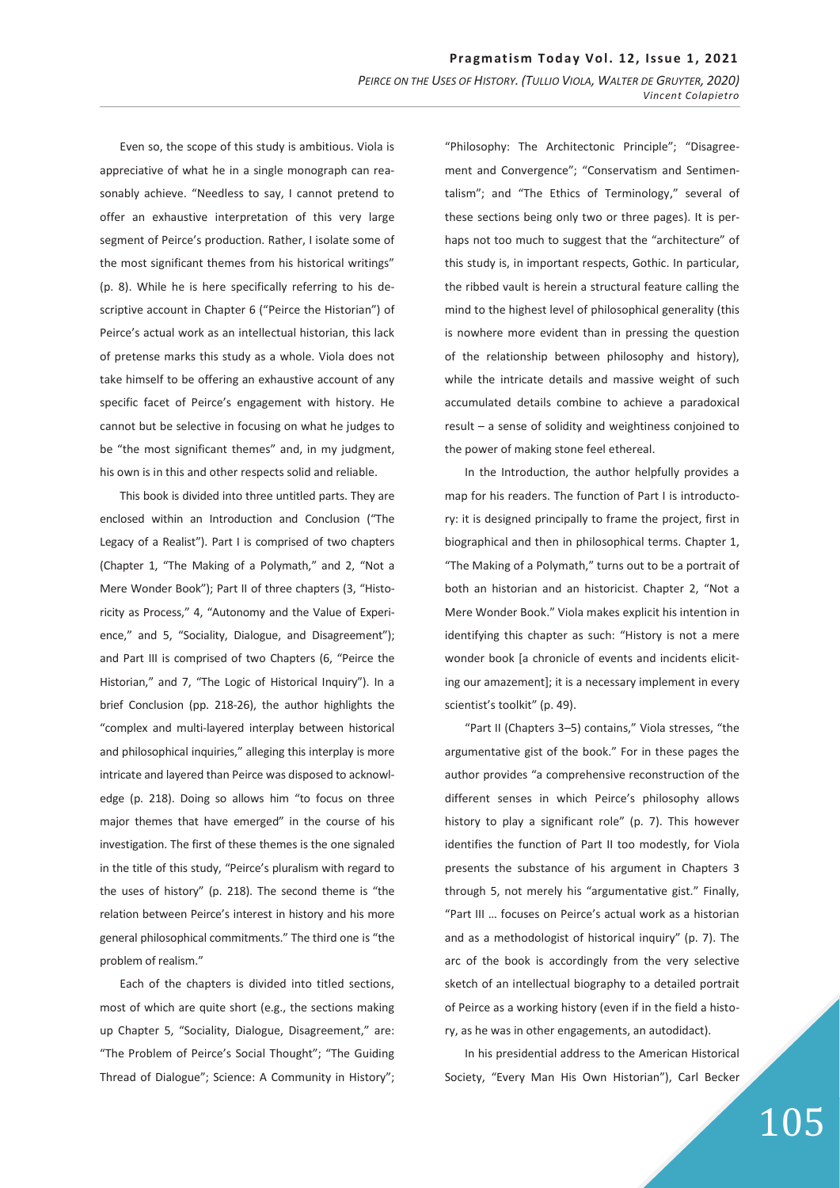Even so, the scope of this study is ambitious. Viola is appreciative of what he in a single monograph can reasonably achieve. "Needless to say, I cannot pretend to offer an exhaustive interpretation of this very large segment of Peirce's production. Rather, I isolate some of the most significant themes from his historical writings" (p. 8). While he is here specifically referring to his descriptive account in Chapter 6 ("Peirce the Historian") of Peirce's actual work as an intellectual historian, this lack of pretense marks this study as a whole. Viola does not take himself to be offering an exhaustive account of any specific facet of Peirce's engagement with history. He cannot but be selective in focusing on what he judges to be "the most significant themes" and, in my judgment, his own is in this and other respects solid and reliable.

This book is divided into three untitled parts. They are enclosed within an Introduction and Conclusion ("The Legacy of a Realist"). Part I is comprised of two chapters (Chapter 1, "The Making of a Polymath," and 2, "Not a Mere Wonder Book"); Part II of three chapters (3, "Historicity as Process," 4, "Autonomy and the Value of Experience," and 5, "Sociality, Dialogue, and Disagreement"); and Part III is comprised of two Chapters (6, "Peirce the Historian," and 7, "The Logic of Historical Inquiry"). In a brief Conclusion (pp. 218-26), the author highlights the "complex and multi-layered interplay between historical and philosophical inquiries," alleging this interplay is more intricate and layered than Peirce was disposed to acknowledge (p. 218). Doing so allows him "to focus on three major themes that have emerged" in the course of his investigation. The first of these themes is the one signaled in the title of this study, "Peirce's pluralism with regard to the uses of history" (p. 218). The second theme is "the relation between Peirce's interest in history and his more general philosophical commitments." The third one is "the problem of realism."

Each of the chapters is divided into titled sections, most of which are quite short (e.g., the sections making up Chapter 5, "Sociality, Dialogue, Disagreement," are: "The Problem of Peirce's Social Thought"; "The Guiding Thread of Dialogue"; Science: A Community in History"; "Philosophy: The Architectonic Principle"; "Disagreement and Convergence"; "Conservatism and Sentimentalism"; and "The Ethics of Terminology," several of these sections being only two or three pages). It is perhaps not too much to suggest that the "architecture" of this study is, in important respects, Gothic. In particular, the ribbed vault is herein a structural feature calling the mind to the highest level of philosophical generality (this is nowhere more evident than in pressing the question of the relationship between philosophy and history), while the intricate details and massive weight of such accumulated details combine to achieve a paradoxical result – a sense of solidity and weightiness conjoined to the power of making stone feel ethereal.

In the Introduction, the author helpfully provides a map for his readers. The function of Part I is introductory: it is designed principally to frame the project, first in biographical and then in philosophical terms. Chapter 1, "The Making of a Polymath," turns out to be a portrait of both an historian and an historicist. Chapter 2, "Not a Mere Wonder Book." Viola makes explicit his intention in identifying this chapter as such: "History is not a mere wonder book [a chronicle of events and incidents eliciting our amazement]; it is a necessary implement in every scientist's toolkit" (p. 49).

"Part II (Chapters 3–5) contains," Viola stresses, "the argumentative gist of the book." For in these pages the author provides "a comprehensive reconstruction of the different senses in which Peirce's philosophy allows history to play a significant role" (p. 7). This however identifies the function of Part II too modestly, for Viola presents the substance of his argument in Chapters 3 through 5, not merely his "argumentative gist." Finally, "Part III … focuses on Peirce's actual work as a historian and as a methodologist of historical inquiry" (p. 7). The arc of the book is accordingly from the very selective sketch of an intellectual biography to a detailed portrait of Peirce as a working history (even if in the field a history, as he was in other engagements, an autodidact).

In his presidential address to the American Historical Society, "Every Man His Own Historian"), Carl Becker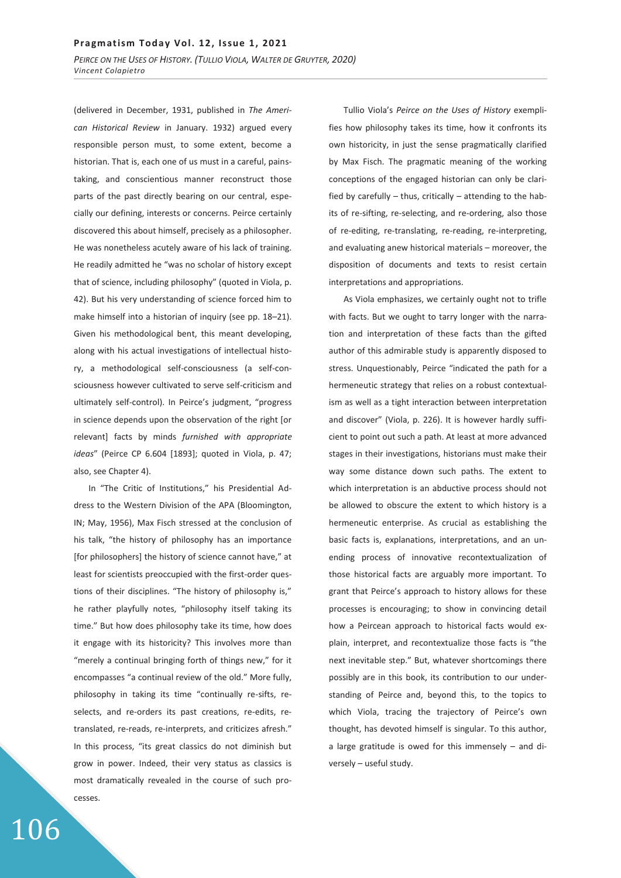(delivered in December, 1931, published in *The American Historical Review* in January. 1932) argued every responsible person must, to some extent, become a historian. That is, each one of us must in a careful, painstaking, and conscientious manner reconstruct those parts of the past directly bearing on our central, especially our defining, interests or concerns. Peirce certainly discovered this about himself, precisely as a philosopher. He was nonetheless acutely aware of his lack of training. He readily admitted he "was no scholar of history except that of science, including philosophy" (quoted in Viola, p. 42). But his very understanding of science forced him to make himself into a historian of inquiry (see pp. 18–21). Given his methodological bent, this meant developing, along with his actual investigations of intellectual history, a methodological self-consciousness (a self-consciousness however cultivated to serve self-criticism and ultimately self-control). In Peirce's judgment, "progress in science depends upon the observation of the right [or relevant] facts by minds *furnished with appropriate ideas*" (Peirce CP 6.604 [1893]; quoted in Viola, p. 47; also, see Chapter 4).

In "The Critic of Institutions," his Presidential Address to the Western Division of the APA (Bloomington, IN; May, 1956), Max Fisch stressed at the conclusion of his talk, "the history of philosophy has an importance [for philosophers] the history of science cannot have," at least for scientists preoccupied with the first-order questions of their disciplines. "The history of philosophy is," he rather playfully notes, "philosophy itself taking its time." But how does philosophy take its time, how does it engage with its historicity? This involves more than "merely a continual bringing forth of things new," for it encompasses "a continual review of the old." More fully, philosophy in taking its time "continually re-sifts, re-selects, and re-orders its past creations, re-edits, re-translated, re-reads, re-interprets, and criticizes afresh." In this process, "its great classics do not diminish but grow in power. Indeed, their very status as classics is most dramatically revealed in the course of such processes.

Tullio Viola's *Peirce on the Uses of History* exemplifies how philosophy takes its time, how it confronts its own historicity, in just the sense pragmatically clarified by Max Fisch. The pragmatic meaning of the working conceptions of the engaged historian can only be clarified by carefully – thus, critically – attending to the habits of re-sifting, re-selecting, and re-ordering, also those of re-editing, re-translating, re-reading, re-interpreting, and evaluating anew historical materials – moreover, the disposition of documents and texts to resist certain interpretations and appropriations.

As Viola emphasizes, we certainly ought not to trifle with facts. But we ought to tarry longer with the narration and interpretation of these facts than the gifted author of this admirable study is apparently disposed to stress. Unquestionably, Peirce "indicated the path for a hermeneutic strategy that relies on a robust contextualism as well as a tight interaction between interpretation and discover" (Viola, p. 226). It is however hardly sufficient to point out such a path. At least at more advanced stages in their investigations, historians must make their way some distance down such paths. The extent to which interpretation is an abductive process should not be allowed to obscure the extent to which history is a hermeneutic enterprise. As crucial as establishing the basic facts is, explanations, interpretations, and an unending process of innovative recontextualization of those historical facts are arguably more important. To grant that Peirce's approach to history allows for these processes is encouraging; to show in convincing detail how a Peircean approach to historical facts would explain, interpret, and recontextualize those facts is "the next inevitable step." But, whatever shortcomings there possibly are in this book, its contribution to our understanding of Peirce and, beyond this, to the topics to which Viola, tracing the trajectory of Peirce's own thought, has devoted himself is singular. To this author, a large gratitude is owed for this immensely – and diversely – useful study.